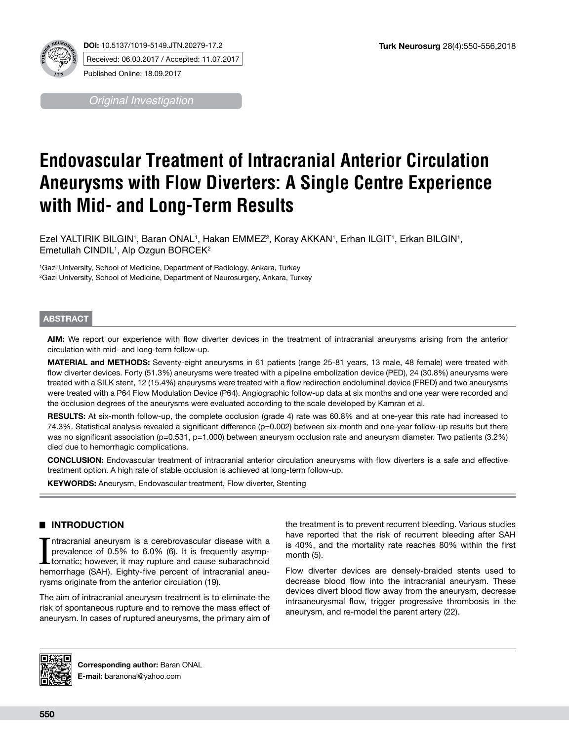DOI: 10.5137/1019-5149.JTN.20279-17.2

Received: 06.03.2017 / Accepted: 11.07.2017

Published Online: 18.09.2017

*Original Investigation*

# Endovascular Treatment of Intracranial Anterior Circulation Aneurysms with Flow Diverters: A Single Centre Experience with Mid- and Long-Term Results

Ezel YALTIRIK BILGIN[1], Baran ONAL[1], Hakan EMMEZ[2], Koray AKKAN[1], Erhan ILGIT[1], Erkan BILGIN[1], Emetullah CINDIL[1], Alp Ozgun BORCEK[2]

[1]Gazi University, School of Medicine, Department of Radiology, Ankara, Turkey

[2]Gazi University, School of Medicine, Department of Neurosurgery, Ankara, Turkey

## ABSTRACT

**AIM:** We report our experience with flow diverter devices in the treatment of intracranial aneurysms arising from the anterior circulation with mid- and long-term follow-up.

**MATERIAL and METHODS:** Seventy-eight aneurysms in 61 patients (range 25-81 years, 13 male, 48 female) were treated with flow diverter devices. Forty (51.3%) aneurysms were treated with a pipeline embolization device (PED), 24 (30.8%) aneurysms were treated with a SILK stent, 12 (15.4%) aneurysms were treated with a flow redirection endoluminal device (FRED) and two aneurysms were treated with a P64 Flow Modulation Device (P64). Angiographic follow-up data at six months and one year were recorded and the occlusion degrees of the aneurysms were evaluated according to the scale developed by Kamran et al.

**RESULTS:** At six-month follow-up, the complete occlusion (grade 4) rate was 60.8% and at one-year this rate had increased to 74.3%. Statistical analysis revealed a significant difference (p=0.002) between six-month and one-year follow-up results but there was no significant association (p=0.531, p=1.000) between aneurysm occlusion rate and aneurysm diameter. Two patients (3.2%) died due to hemorrhagic complications.

**CONCLUSION:** Endovascular treatment of intracranial anterior circulation aneurysms with flow diverters is a safe and effective treatment option. A high rate of stable occlusion is achieved at long-term follow-up.

**KEYWORDS:** Aneurysm, Endovascular treatment, Flow diverter, Stenting

## INTRODUCTION

Intracranial aneurysm is a cerebrovascular disease with a prevalence of 0.5% to 6.0% (6). It is frequently asymptomatic; however, it may rupture and cause subarachnoid hemorrhage (SAH). Eighty-five percent of intracranial aneurysms originate from the anterior circulation (19).

The aim of intracranial aneurysm treatment is to eliminate the risk of spontaneous rupture and to remove the mass effect of aneurysm. In cases of ruptured aneurysms, the primary aim of the treatment is to prevent recurrent bleeding. Various studies have reported that the risk of recurrent bleeding after SAH is 40%, and the mortality rate reaches 80% within the first month (5).

Flow diverter devices are densely-braided stents used to decrease blood flow into the intracranial aneurysm. These devices divert blood flow away from the aneurysm, decrease intraaneurysmal flow, trigger progressive thrombosis in the aneurysm, and re-model the parent artery (22).

**Corresponding author:** Baran ONAL

**E-mail:** baranonal@yahoo.com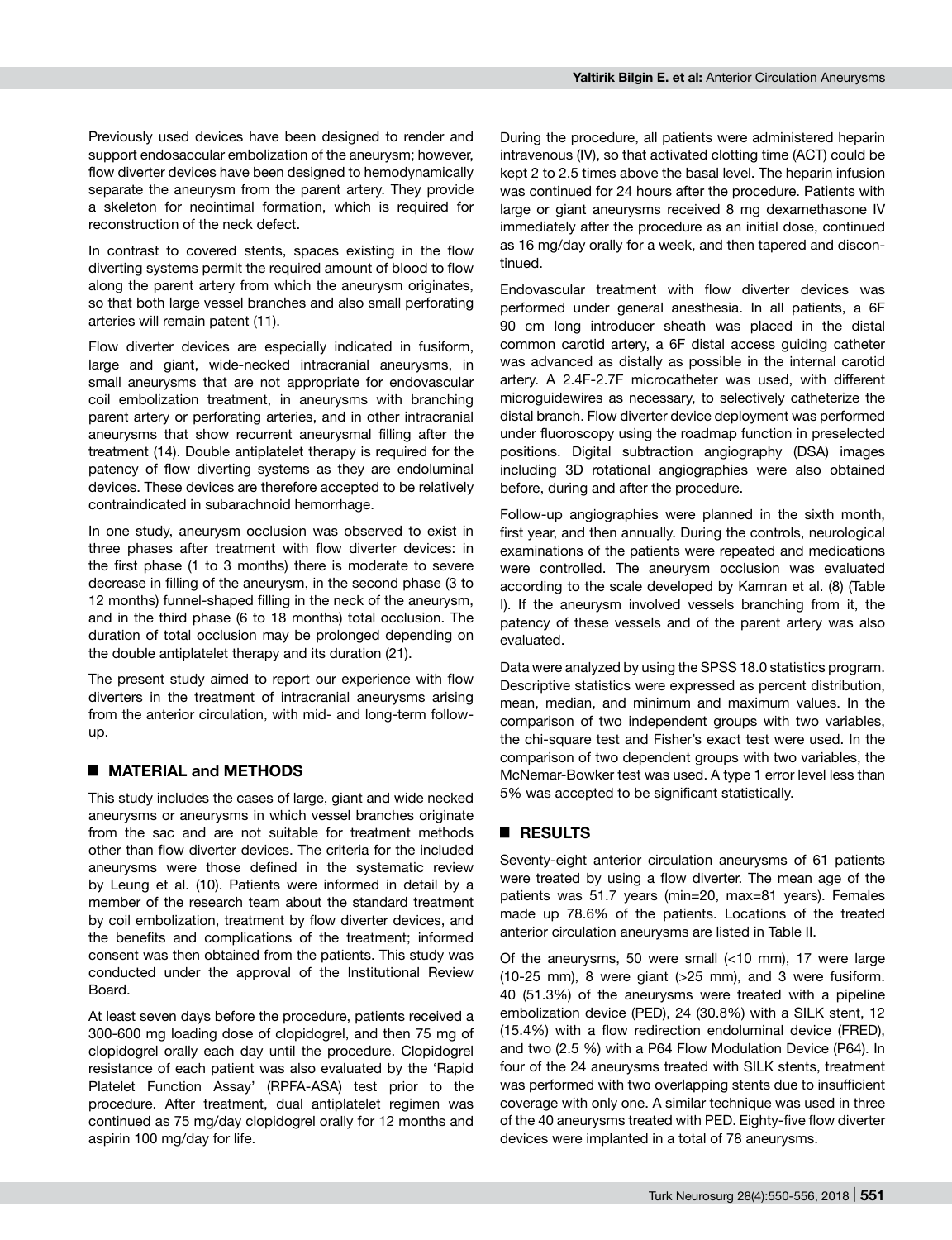Previously used devices have been designed to render and support endosaccular embolization of the aneurysm; however, flow diverter devices have been designed to hemodynamically separate the aneurysm from the parent artery. They provide a skeleton for neointimal formation, which is required for reconstruction of the neck defect.

In contrast to covered stents, spaces existing in the flow diverting systems permit the required amount of blood to flow along the parent artery from which the aneurysm originates, so that both large vessel branches and also small perforating arteries will remain patent (11).

Flow diverter devices are especially indicated in fusiform, large and giant, wide-necked intracranial aneurysms, in small aneurysms that are not appropriate for endovascular coil embolization treatment, in aneurysms with branching parent artery or perforating arteries, and in other intracranial aneurysms that show recurrent aneurysmal filling after the treatment (14). Double antiplatelet therapy is required for the patency of flow diverting systems as they are endoluminal devices. These devices are therefore accepted to be relatively contraindicated in subarachnoid hemorrhage.

In one study, aneurysm occlusion was observed to exist in three phases after treatment with flow diverter devices: in the first phase (1 to 3 months) there is moderate to severe decrease in filling of the aneurysm, in the second phase (3 to 12 months) funnel-shaped filling in the neck of the aneurysm, and in the third phase (6 to 18 months) total occlusion. The duration of total occlusion may be prolonged depending on the double antiplatelet therapy and its duration (21).

The present study aimed to report our experience with flow diverters in the treatment of intracranial aneurysms arising from the anterior circulation, with mid- and long-term follow-up.

## MATERIAL and METHODS

This study includes the cases of large, giant and wide necked aneurysms or aneurysms in which vessel branches originate from the sac and are not suitable for treatment methods other than flow diverter devices. The criteria for the included aneurysms were those defined in the systematic review by Leung et al. (10). Patients were informed in detail by a member of the research team about the standard treatment by coil embolization, treatment by flow diverter devices, and the benefits and complications of the treatment; informed consent was then obtained from the patients. This study was conducted under the approval of the Institutional Review Board.

At least seven days before the procedure, patients received a 300-600 mg loading dose of clopidogrel, and then 75 mg of clopidogrel orally each day until the procedure. Clopidogrel resistance of each patient was also evaluated by the 'Rapid Platelet Function Assay' (RPFA-ASA) test prior to the procedure. After treatment, dual antiplatelet regimen was continued as 75 mg/day clopidogrel orally for 12 months and aspirin 100 mg/day for life.

During the procedure, all patients were administered heparin intravenous (IV), so that activated clotting time (ACT) could be kept 2 to 2.5 times above the basal level. The heparin infusion was continued for 24 hours after the procedure. Patients with large or giant aneurysms received 8 mg dexamethasone IV immediately after the procedure as an initial dose, continued as 16 mg/day orally for a week, and then tapered and discontinued.

Endovascular treatment with flow diverter devices was performed under general anesthesia. In all patients, a 6F 90 cm long introducer sheath was placed in the distal common carotid artery, a 6F distal access guiding catheter was advanced as distally as possible in the internal carotid artery. A 2.4F-2.7F microcatheter was used, with different microguidewires as necessary, to selectively catheterize the distal branch. Flow diverter device deployment was performed under fluoroscopy using the roadmap function in preselected positions. Digital subtraction angiography (DSA) images including 3D rotational angiographies were also obtained before, during and after the procedure.

Follow-up angiographies were planned in the sixth month, first year, and then annually. During the controls, neurological examinations of the patients were repeated and medications were controlled. The aneurysm occlusion was evaluated according to the scale developed by Kamran et al. (8) (Table I). If the aneurysm involved vessels branching from it, the patency of these vessels and of the parent artery was also evaluated.

Data were analyzed by using the SPSS 18.0 statistics program. Descriptive statistics were expressed as percent distribution, mean, median, and minimum and maximum values. In the comparison of two independent groups with two variables, the chi-square test and Fisher's exact test were used. In the comparison of two dependent groups with two variables, the McNemar-Bowker test was used. A type 1 error level less than 5% was accepted to be significant statistically.

## RESULTS

Seventy-eight anterior circulation aneurysms of 61 patients were treated by using a flow diverter. The mean age of the patients was 51.7 years (min=20, max=81 years). Females made up 78.6% of the patients. Locations of the treated anterior circulation aneurysms are listed in Table II.

Of the aneurysms, 50 were small (<10 mm), 17 were large (10-25 mm), 8 were giant (>25 mm), and 3 were fusiform. 40 (51.3%) of the aneurysms were treated with a pipeline embolization device (PED), 24 (30.8%) with a SILK stent, 12 (15.4%) with a flow redirection endoluminal device (FRED), and two (2.5 %) with a P64 Flow Modulation Device (P64). In four of the 24 aneurysms treated with SILK stents, treatment was performed with two overlapping stents due to insufficient coverage with only one. A similar technique was used in three of the 40 aneurysms treated with PED. Eighty-five flow diverter devices were implanted in a total of 78 aneurysms.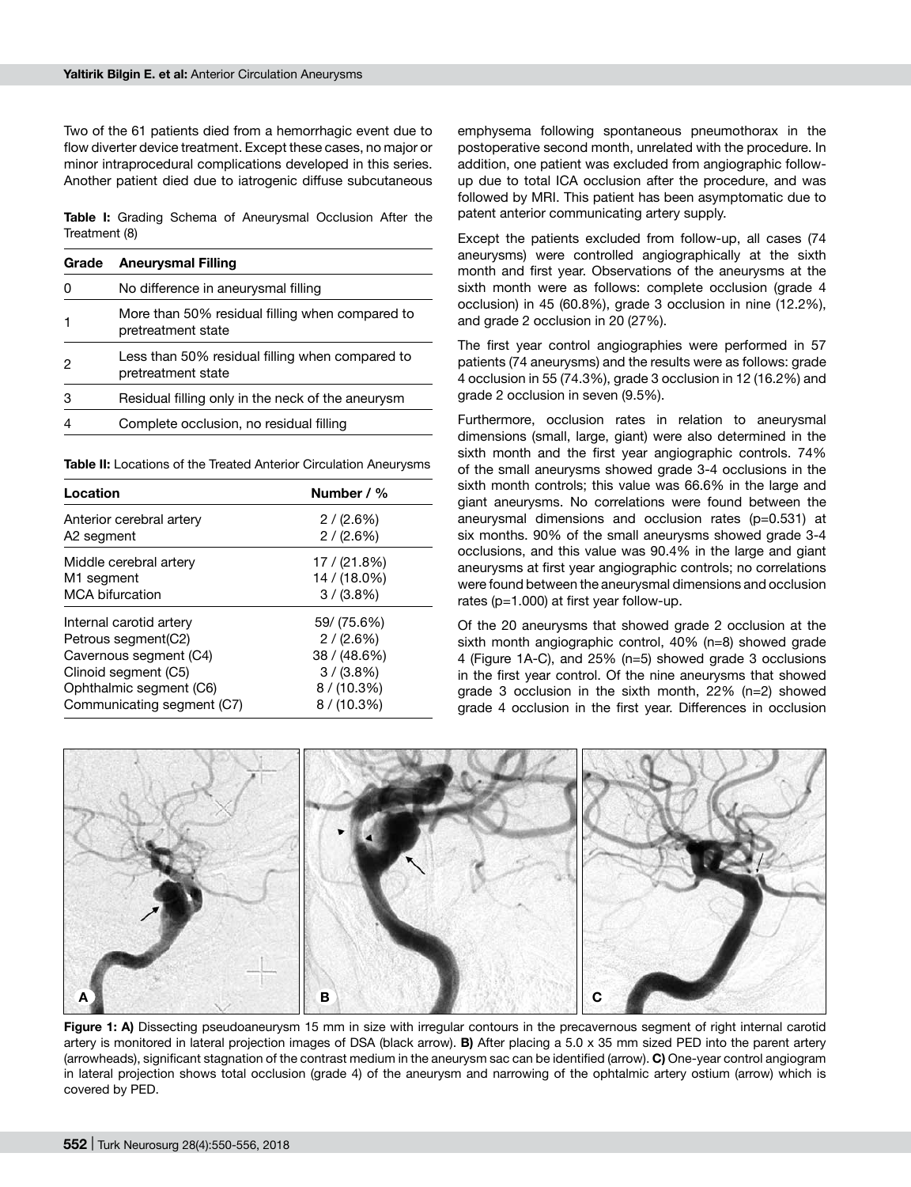Two of the 61 patients died from a hemorrhagic event due to flow diverter device treatment. Except these cases, no major or minor intraprocedural complications developed in this series. Another patient died due to iatrogenic diffuse subcutaneous emphysema following spontaneous pneumothorax in the postoperative second month, unrelated with the procedure. In addition, one patient was excluded from angiographic follow-up due to total ICA occlusion after the procedure, and was followed by MRI. This patient has been asymptomatic due to patent anterior communicating artery supply.

**Table I:** Grading Schema of Aneurysmal Occlusion After the Treatment (8)

| Grade | Aneurysmal Filling |
|---|---|
| 0 | No difference in aneurysmal filling |
| 1 | More than 50% residual filling when compared to pretreatment state |
| 2 | Less than 50% residual filling when compared to pretreatment state |
| 3 | Residual filling only in the neck of the aneurysm |
| 4 | Complete occlusion, no residual filling |

**Table II:** Locations of the Treated Anterior Circulation Aneurysms

| Location | Number / % |
|---|---|
| Anterior cerebral artery | 2 / (2.6%) |
| A2 segment | 2 / (2.6%) |
| Middle cerebral artery | 17 / (21.8%) |
| M1 segment | 14 / (18.0%) |
| MCA bifurcation | 3 / (3.8%) |
| Internal carotid artery | 59/ (75.6%) |
| Petrous segment(C2) | 2 / (2.6%) |
| Cavernous segment (C4) | 38 / (48.6%) |
| Clinoid segment (C5) | 3 / (3.8%) |
| Ophthalmic segment (C6) | 8 / (10.3%) |
| Communicating segment (C7) | 8 / (10.3%) |

Except the patients excluded from follow-up, all cases (74 aneurysms) were controlled angiographically at the sixth month and first year. Observations of the aneurysms at the sixth month were as follows: complete occlusion (grade 4 occlusion) in 45 (60.8%), grade 3 occlusion in nine (12.2%), and grade 2 occlusion in 20 (27%).

The first year control angiographies were performed in 57 patients (74 aneurysms) and the results were as follows: grade 4 occlusion in 55 (74.3%), grade 3 occlusion in 12 (16.2%) and grade 2 occlusion in seven (9.5%).

Furthermore, occlusion rates in relation to aneurysmal dimensions (small, large, giant) were also determined in the sixth month and the first year angiographic controls. 74% of the small aneurysms showed grade 3-4 occlusions in the sixth month controls; this value was 66.6% in the large and giant aneurysms. No correlations were found between the aneurysmal dimensions and occlusion rates (p=0.531) at six months. 90% of the small aneurysms showed grade 3-4 occlusions, and this value was 90.4% in the large and giant aneurysms at first year angiographic controls; no correlations were found between the aneurysmal dimensions and occlusion rates (p=1.000) at first year follow-up.

Of the 20 aneurysms that showed grade 2 occlusion at the sixth month angiographic control, 40% (n=8) showed grade 4 (Figure 1A-C), and 25% (n=5) showed grade 3 occlusions in the first year control. Of the nine aneurysms that showed grade 3 occlusion in the sixth month, 22% (n=2) showed grade 4 occlusion in the first year. Differences in occlusion

**Figure 1: A)** Dissecting pseudoaneurysm 15 mm in size with irregular contours in the precavernous segment of right internal carotid artery is monitored in lateral projection images of DSA (black arrow). **B)** After placing a 5.0 x 35 mm sized PED into the parent artery (arrowheads), significant stagnation of the contrast medium in the aneurysm sac can be identified (arrow). **C)** One-year control angiogram in lateral projection shows total occlusion (grade 4) of the aneurysm and narrowing of the ophtalmic artery ostium (arrow) which is covered by PED.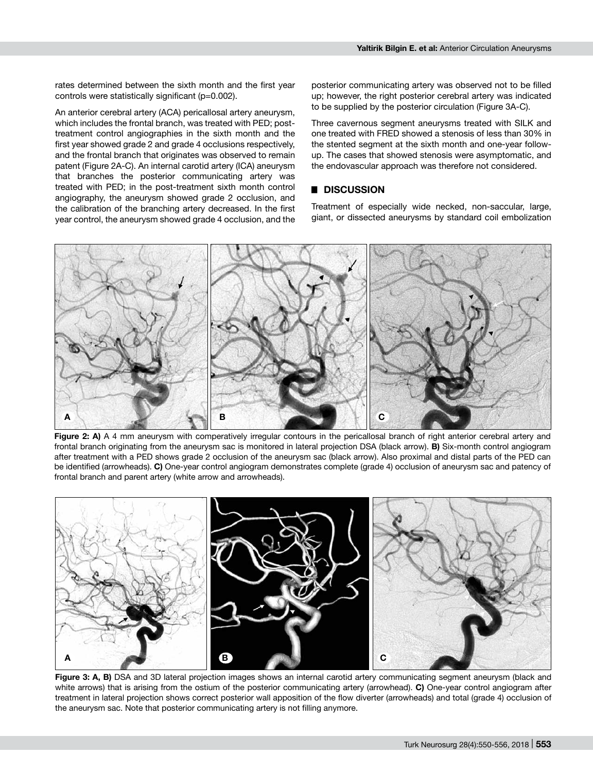rates determined between the sixth month and the first year controls were statistically significant (p=0.002).

An anterior cerebral artery (ACA) pericallosal artery aneurysm, which includes the frontal branch, was treated with PED; post-treatment control angiographies in the sixth month and the first year showed grade 2 and grade 4 occlusions respectively, and the frontal branch that originates was observed to remain patent (Figure 2A-C). An internal carotid artery (ICA) aneurysm that branches the posterior communicating artery was treated with PED; in the post-treatment sixth month control angiography, the aneurysm showed grade 2 occlusion, and the calibration of the branching artery decreased. In the first year control, the aneurysm showed grade 4 occlusion, and the posterior communicating artery was observed not to be filled up; however, the right posterior cerebral artery was indicated to be supplied by the posterior circulation (Figure 3A-C).

Three cavernous segment aneurysms treated with SILK and one treated with FRED showed a stenosis of less than 30% in the stented segment at the sixth month and one-year follow-up. The cases that showed stenosis were asymptomatic, and the endovascular approach was therefore not considered.

## DISCUSSION

Treatment of especially wide necked, non-saccular, large, giant, or dissected aneurysms by standard coil embolization

**Figure 2: A)** A 4 mm aneurysm with comperatively irregular contours in the pericallosal branch of right anterior cerebral artery and frontal branch originating from the aneurysm sac is monitored in lateral projection DSA (black arrow). **B)** Six-month control angiogram after treatment with a PED shows grade 2 occlusion of the aneurysm sac (black arrow). Also proximal and distal parts of the PED can be identified (arrowheads). **C)** One-year control angiogram demonstrates complete (grade 4) occlusion of aneurysm sac and patency of frontal branch and parent artery (white arrow and arrowheads).

**Figure 3: A, B)** DSA and 3D lateral projection images shows an internal carotid artery communicating segment aneurysm (black and white arrows) that is arising from the ostium of the posterior communicating artery (arrowhead). **C)** One-year control angiogram after treatment in lateral projection shows correct posterior wall apposition of the flow diverter (arrowheads) and total (grade 4) occlusion of the aneurysm sac. Note that posterior communicating artery is not filling anymore.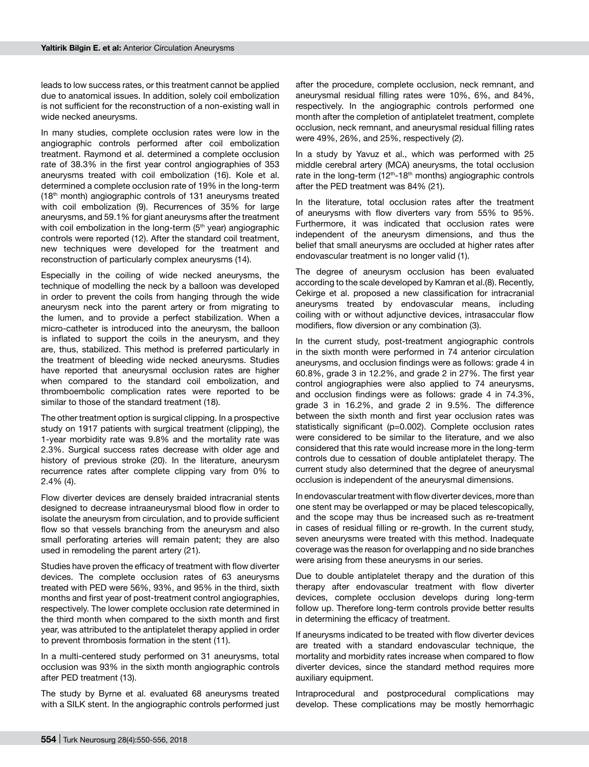leads to low success rates, or this treatment cannot be applied due to anatomical issues. In addition, solely coil embolization is not sufficient for the reconstruction of a non-existing wall in wide necked aneurysms.

In many studies, complete occlusion rates were low in the angiographic controls performed after coil embolization treatment. Raymond et al. determined a complete occlusion rate of 38.3% in the first year control angiographies of 353 aneurysms treated with coil embolization (16). Kole et al. determined a complete occlusion rate of 19% in the long-term (18th month) angiographic controls of 131 aneurysms treated with coil embolization (9). Recurrences of 35% for large aneurysms, and 59.1% for giant aneurysms after the treatment with coil embolization in the long-term (5th year) angiographic controls were reported (12). After the standard coil treatment, new techniques were developed for the treatment and reconstruction of particularly complex aneurysms (14).

Especially in the coiling of wide necked aneurysms, the technique of modelling the neck by a balloon was developed in order to prevent the coils from hanging through the wide aneurysm neck into the parent artery or from migrating to the lumen, and to provide a perfect stabilization. When a micro-catheter is introduced into the aneurysm, the balloon is inflated to support the coils in the aneurysm, and they are, thus, stabilized. This method is preferred particularly in the treatment of bleeding wide necked aneurysms. Studies have reported that aneurysmal occlusion rates are higher when compared to the standard coil embolization, and thromboembolic complication rates were reported to be similar to those of the standard treatment (18).

The other treatment option is surgical clipping. In a prospective study on 1917 patients with surgical treatment (clipping), the 1-year morbidity rate was 9.8% and the mortality rate was 2.3%. Surgical success rates decrease with older age and history of previous stroke (20). In the literature, aneurysm recurrence rates after complete clipping vary from 0% to 2.4% (4).

Flow diverter devices are densely braided intracranial stents designed to decrease intraaneurysmal blood flow in order to isolate the aneurysm from circulation, and to provide sufficient flow so that vessels branching from the aneurysm and also small perforating arteries will remain patent; they are also used in remodeling the parent artery (21).

Studies have proven the efficacy of treatment with flow diverter devices. The complete occlusion rates of 63 aneurysms treated with PED were 56%, 93%, and 95% in the third, sixth months and first year of post-treatment control angiographies, respectively. The lower complete occlusion rate determined in the third month when compared to the sixth month and first year, was attributed to the antiplatelet therapy applied in order to prevent thrombosis formation in the stent (11).

In a multi-centered study performed on 31 aneurysms, total occlusion was 93% in the sixth month angiographic controls after PED treatment (13).

The study by Byrne et al. evaluated 68 aneurysms treated with a SILK stent. In the angiographic controls performed just after the procedure, complete occlusion, neck remnant, and aneurysmal residual filling rates were 10%, 6%, and 84%, respectively. In the angiographic controls performed one month after the completion of antiplatelet treatment, complete occlusion, neck remnant, and aneurysmal residual filling rates were 49%, 26%, and 25%, respectively (2).

In a study by Yavuz et al., which was performed with 25 middle cerebral artery (MCA) aneurysms, the total occlusion rate in the long-term (12th-18th months) angiographic controls after the PED treatment was 84% (21).

In the literature, total occlusion rates after the treatment of aneurysms with flow diverters vary from 55% to 95%. Furthermore, it was indicated that occlusion rates were independent of the aneurysm dimensions, and thus the belief that small aneurysms are occluded at higher rates after endovascular treatment is no longer valid (1).

The degree of aneurysm occlusion has been evaluated according to the scale developed by Kamran et al.(8). Recently, Cekirge et al. proposed a new classification for intracranial aneurysms treated by endovascular means, including coiling with or without adjunctive devices, intrasaccular flow modifiers, flow diversion or any combination (3).

In the current study, post-treatment angiographic controls in the sixth month were performed in 74 anterior circulation aneurysms, and occlusion findings were as follows: grade 4 in 60.8%, grade 3 in 12.2%, and grade 2 in 27%. The first year control angiographies were also applied to 74 aneurysms, and occlusion findings were as follows: grade 4 in 74.3%, grade 3 in 16.2%, and grade 2 in 9.5%. The difference between the sixth month and first year occlusion rates was statistically significant ($p=0.002$). Complete occlusion rates were considered to be similar to the literature, and we also considered that this rate would increase more in the long-term controls due to cessation of double antiplatelet therapy. The current study also determined that the degree of aneurysmal occlusion is independent of the aneurysmal dimensions.

In endovascular treatment with flow diverter devices, more than one stent may be overlapped or may be placed telescopically, and the scope may thus be increased such as re-treatment in cases of residual filling or re-growth. In the current study, seven aneurysms were treated with this method. Inadequate coverage was the reason for overlapping and no side branches were arising from these aneurysms in our series.

Due to double antiplatelet therapy and the duration of this therapy after endovascular treatment with flow diverter devices, complete occlusion develops during long-term follow up. Therefore long-term controls provide better results in determining the efficacy of treatment.

If aneurysms indicated to be treated with flow diverter devices are treated with a standard endovascular technique, the mortality and morbidity rates increase when compared to flow diverter devices, since the standard method requires more auxiliary equipment.

Intraprocedural and postprocedural complications may develop. These complications may be mostly hemorrhagic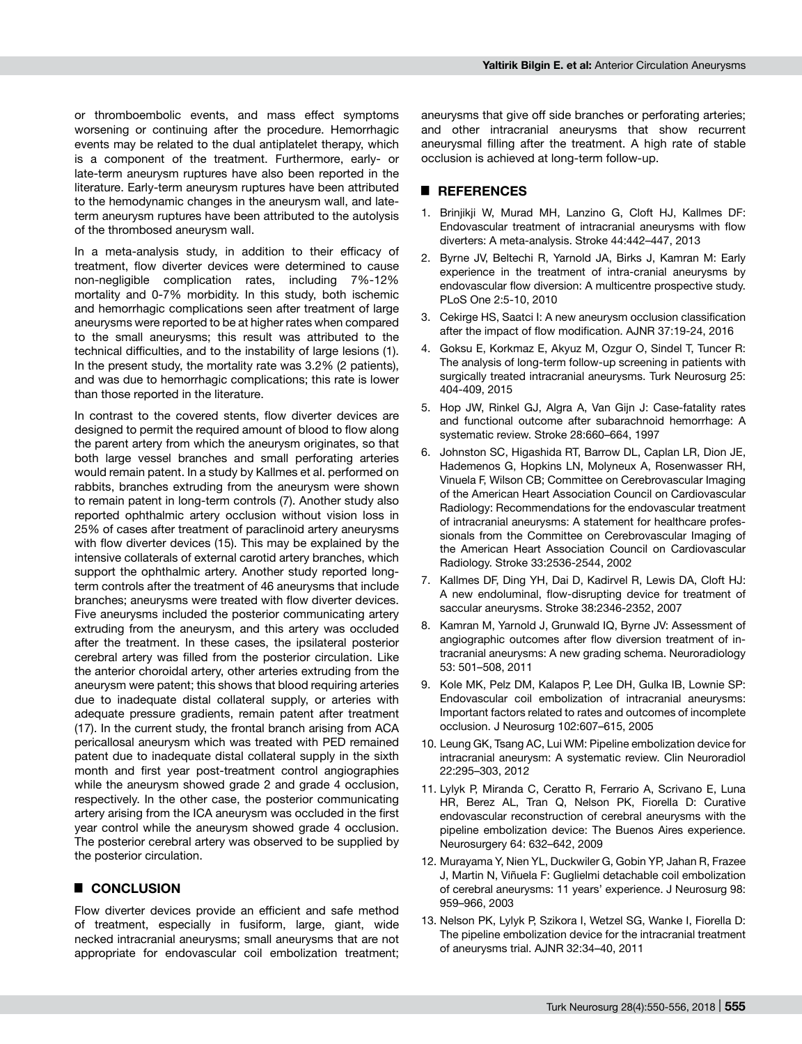or thromboembolic events, and mass effect symptoms worsening or continuing after the procedure. Hemorrhagic events may be related to the dual antiplatelet therapy, which is a component of the treatment. Furthermore, early- or late-term aneurysm ruptures have also been reported in the literature. Early-term aneurysm ruptures have been attributed to the hemodynamic changes in the aneurysm wall, and late-term aneurysm ruptures have been attributed to the autolysis of the thrombosed aneurysm wall.

In a meta-analysis study, in addition to their efficacy of treatment, flow diverter devices were determined to cause non-negligible complication rates, including 7%-12% mortality and 0-7% morbidity. In this study, both ischemic and hemorrhagic complications seen after treatment of large aneurysms were reported to be at higher rates when compared to the small aneurysms; this result was attributed to the technical difficulties, and to the instability of large lesions (1). In the present study, the mortality rate was 3.2% (2 patients), and was due to hemorrhagic complications; this rate is lower than those reported in the literature.

In contrast to the covered stents, flow diverter devices are designed to permit the required amount of blood to flow along the parent artery from which the aneurysm originates, so that both large vessel branches and small perforating arteries would remain patent. In a study by Kallmes et al. performed on rabbits, branches extruding from the aneurysm were shown to remain patent in long-term controls (7). Another study also reported ophthalmic artery occlusion without vision loss in 25% of cases after treatment of paraclinoid artery aneurysms with flow diverter devices (15). This may be explained by the intensive collaterals of external carotid artery branches, which support the ophthalmic artery. Another study reported long-term controls after the treatment of 46 aneurysms that include branches; aneurysms were treated with flow diverter devices. Five aneurysms included the posterior communicating artery extruding from the aneurysm, and this artery was occluded after the treatment. In these cases, the ipsilateral posterior cerebral artery was filled from the posterior circulation. Like the anterior choroidal artery, other arteries extruding from the aneurysm were patent; this shows that blood requiring arteries due to inadequate distal collateral supply, or arteries with adequate pressure gradients, remain patent after treatment (17). In the current study, the frontal branch arising from ACA pericallosal aneurysm which was treated with PED remained patent due to inadequate distal collateral supply in the sixth month and first year post-treatment control angiographies while the aneurysm showed grade 2 and grade 4 occlusion, respectively. In the other case, the posterior communicating artery arising from the ICA aneurysm was occluded in the first year control while the aneurysm showed grade 4 occlusion. The posterior cerebral artery was observed to be supplied by the posterior circulation.

## CONCLUSION

Flow diverter devices provide an efficient and safe method of treatment, especially in fusiform, large, giant, wide necked intracranial aneurysms; small aneurysms that are not appropriate for endovascular coil embolization treatment; aneurysms that give off side branches or perforating arteries; and other intracranial aneurysms that show recurrent aneurysmal filling after the treatment. A high rate of stable occlusion is achieved at long-term follow-up.

## REFERENCES

1. Brinjikji W, Murad MH, Lanzino G, Cloft HJ, Kallmes DF: Endovascular treatment of intracranial aneurysms with flow diverters: A meta-analysis. Stroke 44:442–447, 2013
2. Byrne JV, Beltechi R, Yarnold JA, Birks J, Kamran M: Early experience in the treatment of intra-cranial aneurysms by endovascular flow diversion: A multicentre prospective study. PLoS One 2:5-10, 2010
3. Cekirge HS, Saatci I: A new aneurysm occlusion classification after the impact of flow modification. AJNR 37:19-24, 2016
4. Goksu E, Korkmaz E, Akyuz M, Ozgur O, Sindel T, Tuncer R: The analysis of long-term follow-up screening in patients with surgically treated intracranial aneurysms. Turk Neurosurg 25: 404-409, 2015
5. Hop JW, Rinkel GJ, Algra A, Van Gijn J: Case-fatality rates and functional outcome after subarachnoid hemorrhage: A systematic review. Stroke 28:660–664, 1997
6. Johnston SC, Higashida RT, Barrow DL, Caplan LR, Dion JE, Hademenos G, Hopkins LN, Molyneux A, Rosenwasser RH, Vinuela F, Wilson CB; Committee on Cerebrovascular Imaging of the American Heart Association Council on Cardiovascular Radiology: Recommendations for the endovascular treatment of intracranial aneurysms: A statement for healthcare professionals from the Committee on Cerebrovascular Imaging of the American Heart Association Council on Cardiovascular Radiology. Stroke 33:2536-2544, 2002
7. Kallmes DF, Ding YH, Dai D, Kadirvel R, Lewis DA, Cloft HJ: A new endoluminal, flow-disrupting device for treatment of saccular aneurysms. Stroke 38:2346-2352, 2007
8. Kamran M, Yarnold J, Grunwald IQ, Byrne JV: Assessment of angiographic outcomes after flow diversion treatment of intracranial aneurysms: A new grading schema. Neuroradiology 53: 501–508, 2011
9. Kole MK, Pelz DM, Kalapos P, Lee DH, Gulka IB, Lownie SP: Endovascular coil embolization of intracranial aneurysms: Important factors related to rates and outcomes of incomplete occlusion. J Neurosurg 102:607–615, 2005
10. Leung GK, Tsang AC, Lui WM: Pipeline embolization device for intracranial aneurysm: A systematic review. Clin Neuroradiol 22:295–303, 2012
11. Lylyk P, Miranda C, Ceratto R, Ferrario A, Scrivano E, Luna HR, Berez AL, Tran Q, Nelson PK, Fiorella D: Curative endovascular reconstruction of cerebral aneurysms with the pipeline embolization device: The Buenos Aires experience. Neurosurgery 64: 632–642, 2009
12. Murayama Y, Nien YL, Duckwiler G, Gobin YP, Jahan R, Frazee J, Martin N, Viñuela F: Guglielmi detachable coil embolization of cerebral aneurysms: 11 years' experience. J Neurosurg 98: 959–966, 2003
13. Nelson PK, Lylyk P, Szikora I, Wetzel SG, Wanke I, Fiorella D: The pipeline embolization device for the intracranial treatment of aneurysms trial. AJNR 32:34–40, 2011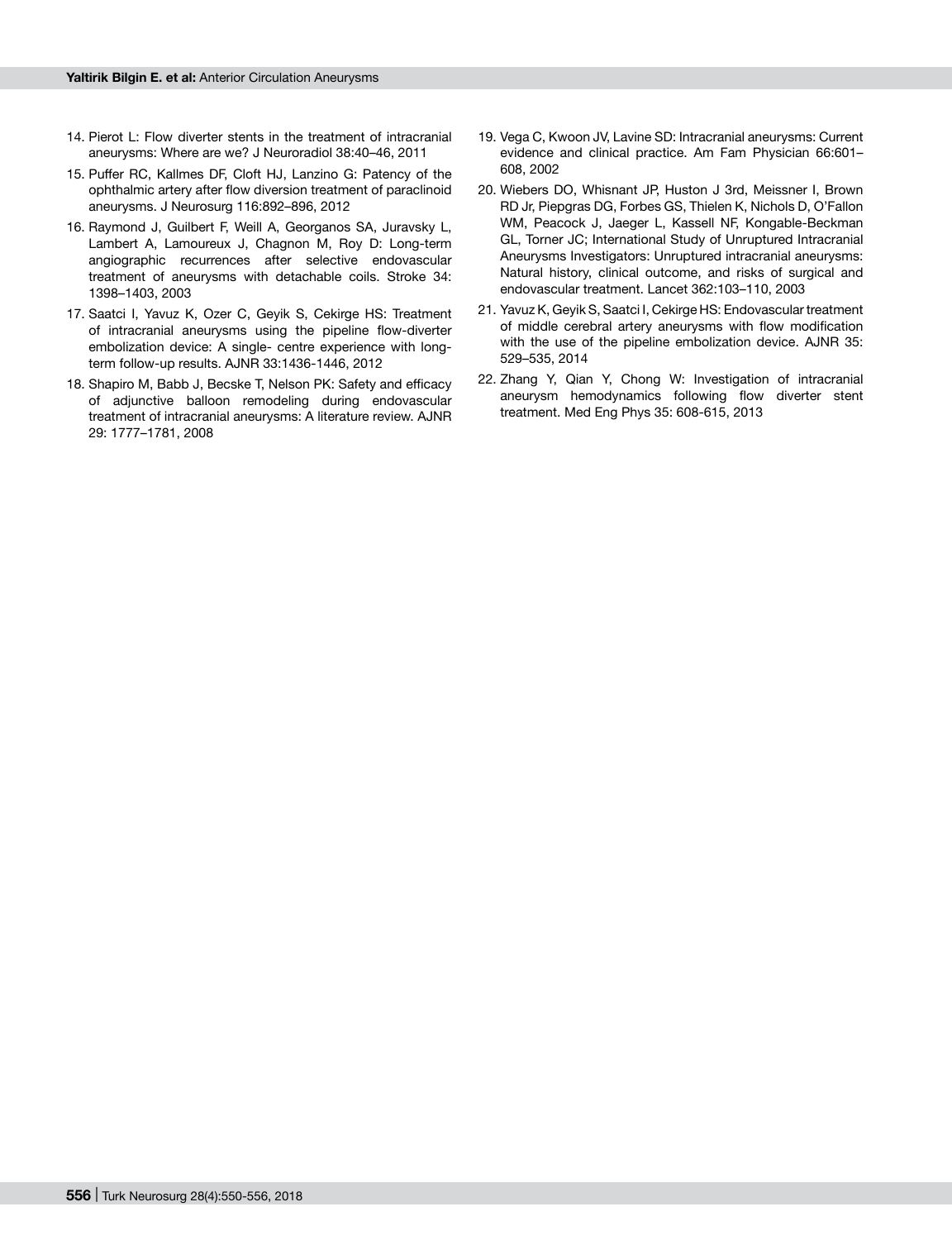14. Pierot L: Flow diverter stents in the treatment of intracranial aneurysms: Where are we? J Neuroradiol 38:40–46, 2011
15. Puffer RC, Kallmes DF, Cloft HJ, Lanzino G: Patency of the ophthalmic artery after flow diversion treatment of paraclinoid aneurysms. J Neurosurg 116:892–896, 2012
16. Raymond J, Guilbert F, Weill A, Georganos SA, Juravsky L, Lambert A, Lamoureux J, Chagnon M, Roy D: Long-term angiographic recurrences after selective endovascular treatment of aneurysms with detachable coils. Stroke 34: 1398–1403, 2003
17. Saatci I, Yavuz K, Ozer C, Geyik S, Cekirge HS: Treatment of intracranial aneurysms using the pipeline flow-diverter embolization device: A single- centre experience with long-term follow-up results. AJNR 33:1436-1446, 2012
18. Shapiro M, Babb J, Becske T, Nelson PK: Safety and efficacy of adjunctive balloon remodeling during endovascular treatment of intracranial aneurysms: A literature review. AJNR 29: 1777–1781, 2008
19. Vega C, Kwoon JV, Lavine SD: Intracranial aneurysms: Current evidence and clinical practice. Am Fam Physician 66:601–608, 2002
20. Wiebers DO, Whisnant JP, Huston J 3rd, Meissner I, Brown RD Jr, Piepgras DG, Forbes GS, Thielen K, Nichols D, O'Fallon WM, Peacock J, Jaeger L, Kassell NF, Kongable-Beckman GL, Torner JC; International Study of Unruptured Intracranial Aneurysms Investigators: Unruptured intracranial aneurysms: Natural history, clinical outcome, and risks of surgical and endovascular treatment. Lancet 362:103–110, 2003
21. Yavuz K, Geyik S, Saatci I, Cekirge HS: Endovascular treatment of middle cerebral artery aneurysms with flow modification with the use of the pipeline embolization device. AJNR 35: 529–535, 2014
22. Zhang Y, Qian Y, Chong W: Investigation of intracranial aneurysm hemodynamics following flow diverter stent treatment. Med Eng Phys 35: 608-615, 2013